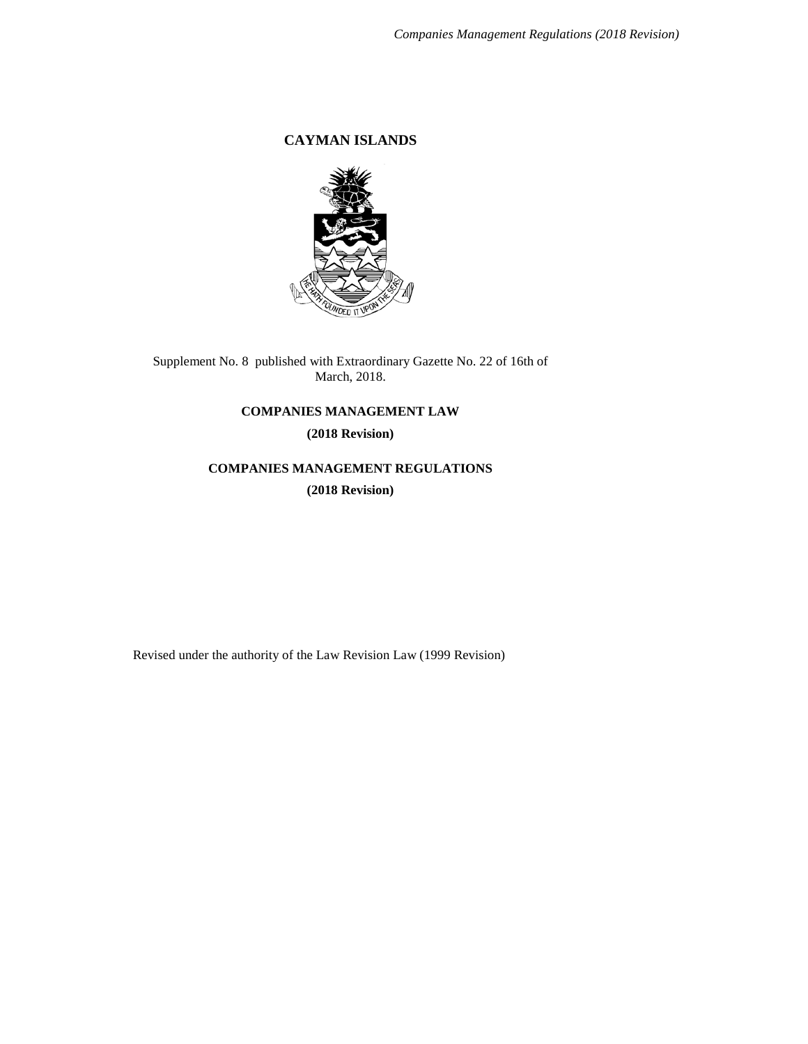# CAYMAN ISLANDS

Supplement No. 8 published with Extraordinary Gazette No. 22 of 16th of March, 2018.

## COMPANIES MANAGEMENT LAW

**(2018 Revision)**

## COMPANIES MANAGEMENT REGULATIONS

**(2018 Revision)**

Revised under the authority of the Law Revision Law (1999 Revision)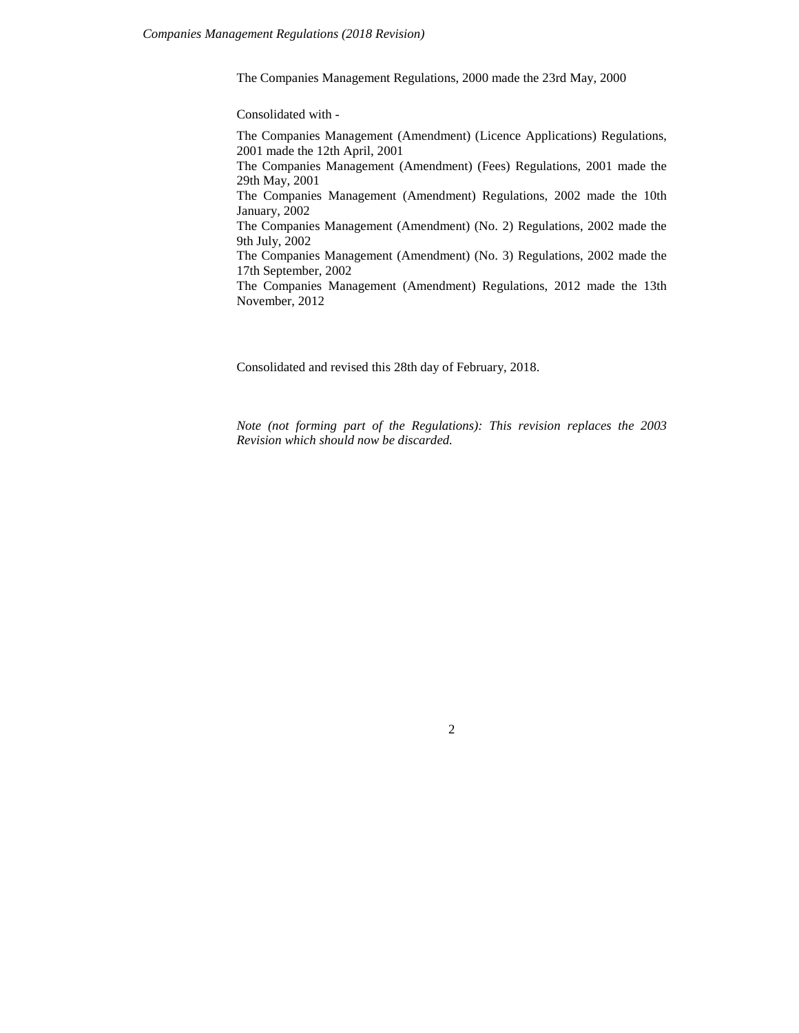The Companies Management Regulations, 2000 made the 23rd May, 2000

Consolidated with -

The Companies Management (Amendment) (Licence Applications) Regulations, 2001 made the 12th April, 2001

The Companies Management (Amendment) (Fees) Regulations, 2001 made the 29th May, 2001

The Companies Management (Amendment) Regulations, 2002 made the 10th January, 2002

The Companies Management (Amendment) (No. 2) Regulations, 2002 made the 9th July, 2002

The Companies Management (Amendment) (No. 3) Regulations, 2002 made the 17th September, 2002

The Companies Management (Amendment) Regulations, 2012 made the 13th November, 2012

Consolidated and revised this 28th day of February, 2018.

*Note (not forming part of the Regulations): This revision replaces the 2003 Revision which should now be discarded.*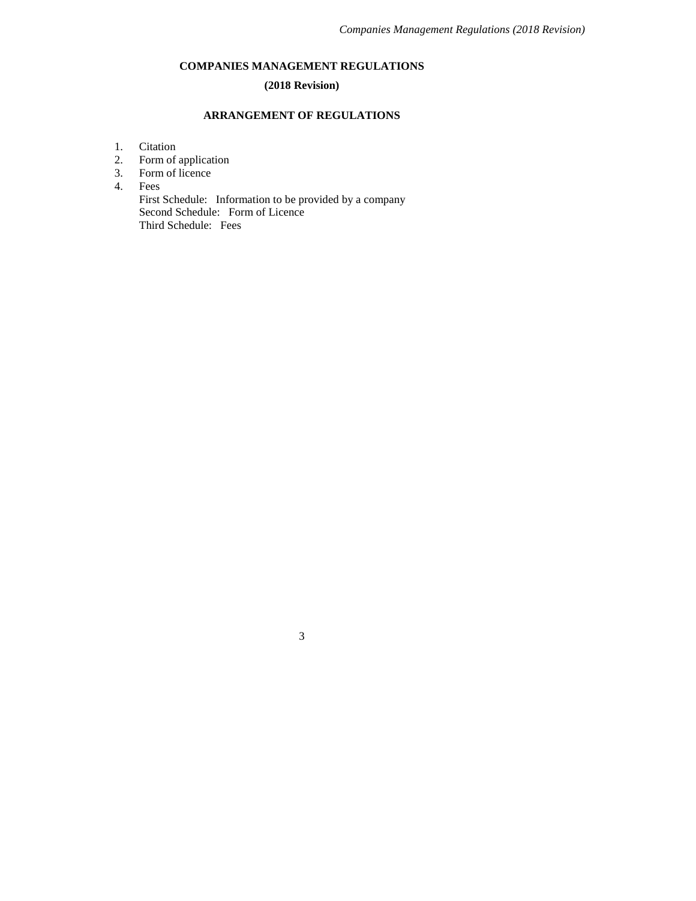# COMPANIES MANAGEMENT REGULATIONS

## (2018 Revision)

### ARRANGEMENT OF REGULATIONS

1. Citation
2. Form of application
3. Form of licence
4. Fees

First Schedule: Information to be provided by a company
Second Schedule: Form of Licence
Third Schedule: Fees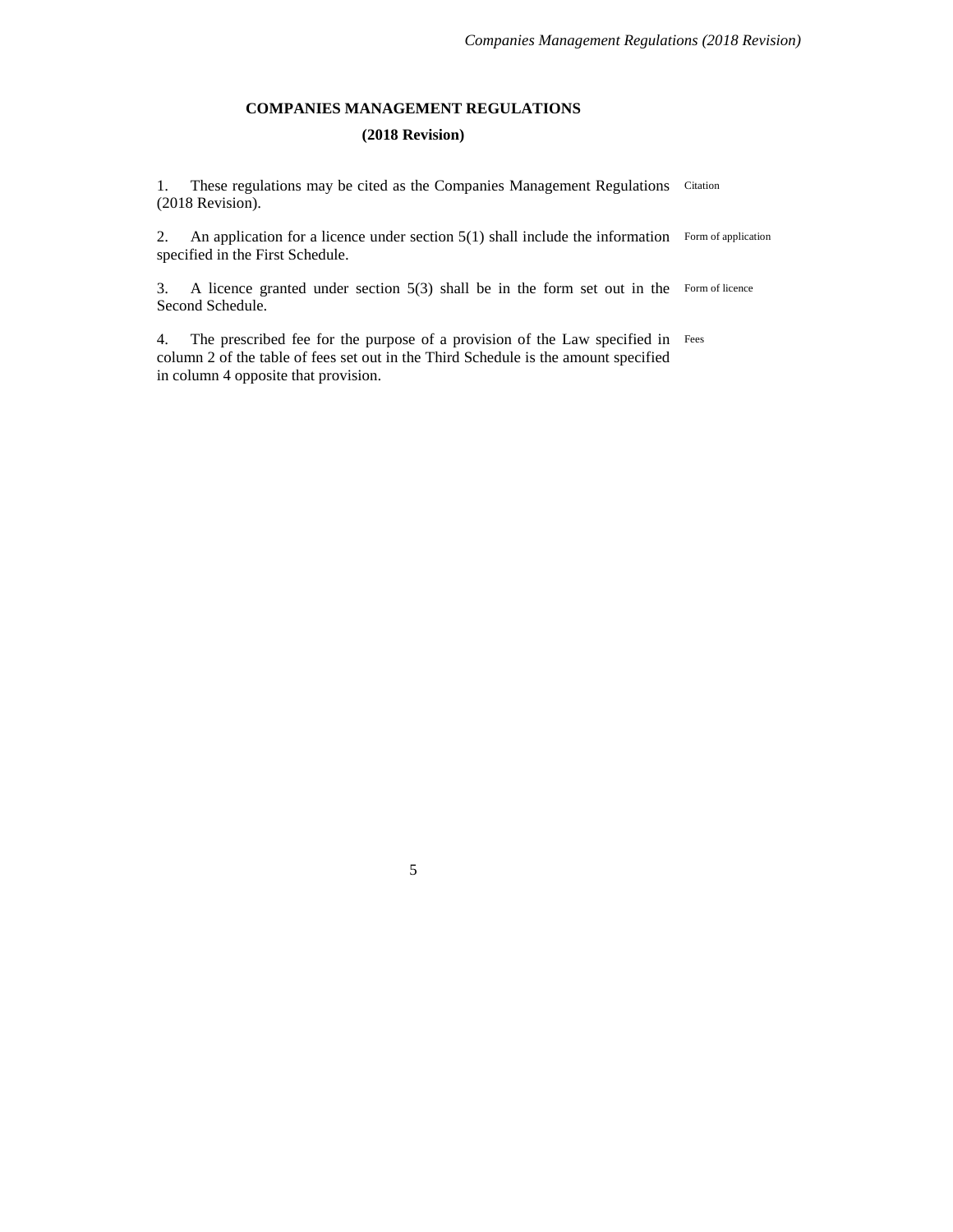# COMPANIES MANAGEMENT REGULATIONS

## (2018 Revision)

1. These regulations may be cited as the Companies Management Regulations (2018 Revision). Citation

2. An application for a licence under section 5(1) shall include the information specified in the First Schedule. Form of application

3. A licence granted under section 5(3) shall be in the form set out in the Second Schedule. Form of licence

4. The prescribed fee for the purpose of a provision of the Law specified in column 2 of the table of fees set out in the Third Schedule is the amount specified in column 4 opposite that provision. Fees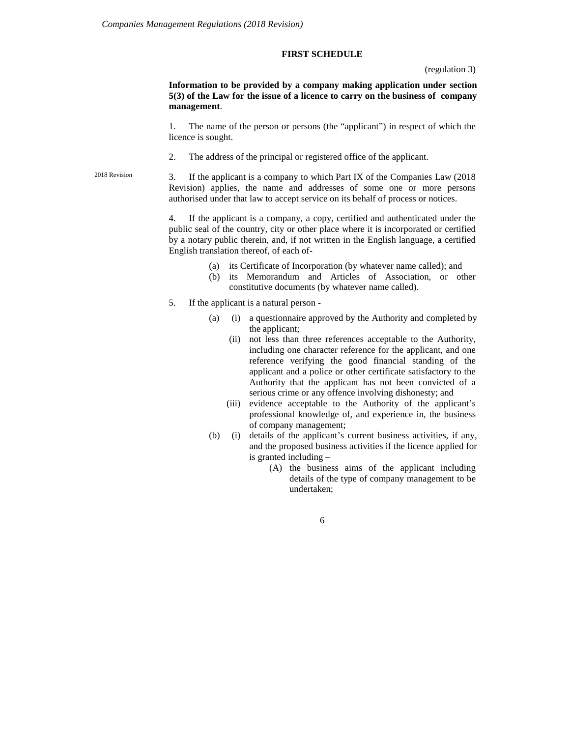## FIRST SCHEDULE

(regulation 3)

**Information to be provided by a company making application under section 5(3) of the Law for the issue of a licence to carry on the business of company management**.

1. The name of the person or persons (the "applicant") in respect of which the licence is sought.

2. The address of the principal or registered office of the applicant.

2018 Revision

3. If the applicant is a company to which Part IX of the Companies Law (2018 Revision) applies, the name and addresses of some one or more persons authorised under that law to accept service on its behalf of process or notices.

4. If the applicant is a company, a copy, certified and authenticated under the public seal of the country, city or other place where it is incorporated or certified by a notary public therein, and, if not written in the English language, a certified English translation thereof, of each of-

- (a) its Certificate of Incorporation (by whatever name called); and
- (b) its Memorandum and Articles of Association, or other constitutive documents (by whatever name called).

5. If the applicant is a natural person -

- (a) (i) a questionnaire approved by the Authority and completed by the applicant;
  - (ii) not less than three references acceptable to the Authority, including one character reference for the applicant, and one reference verifying the good financial standing of the applicant and a police or other certificate satisfactory to the Authority that the applicant has not been convicted of a serious crime or any offence involving dishonesty; and
  - (iii) evidence acceptable to the Authority of the applicant's professional knowledge of, and experience in, the business of company management;
- (b) (i) details of the applicant's current business activities, if any, and the proposed business activities if the licence applied for is granted including –
  - (A) the business aims of the applicant including details of the type of company management to be undertaken;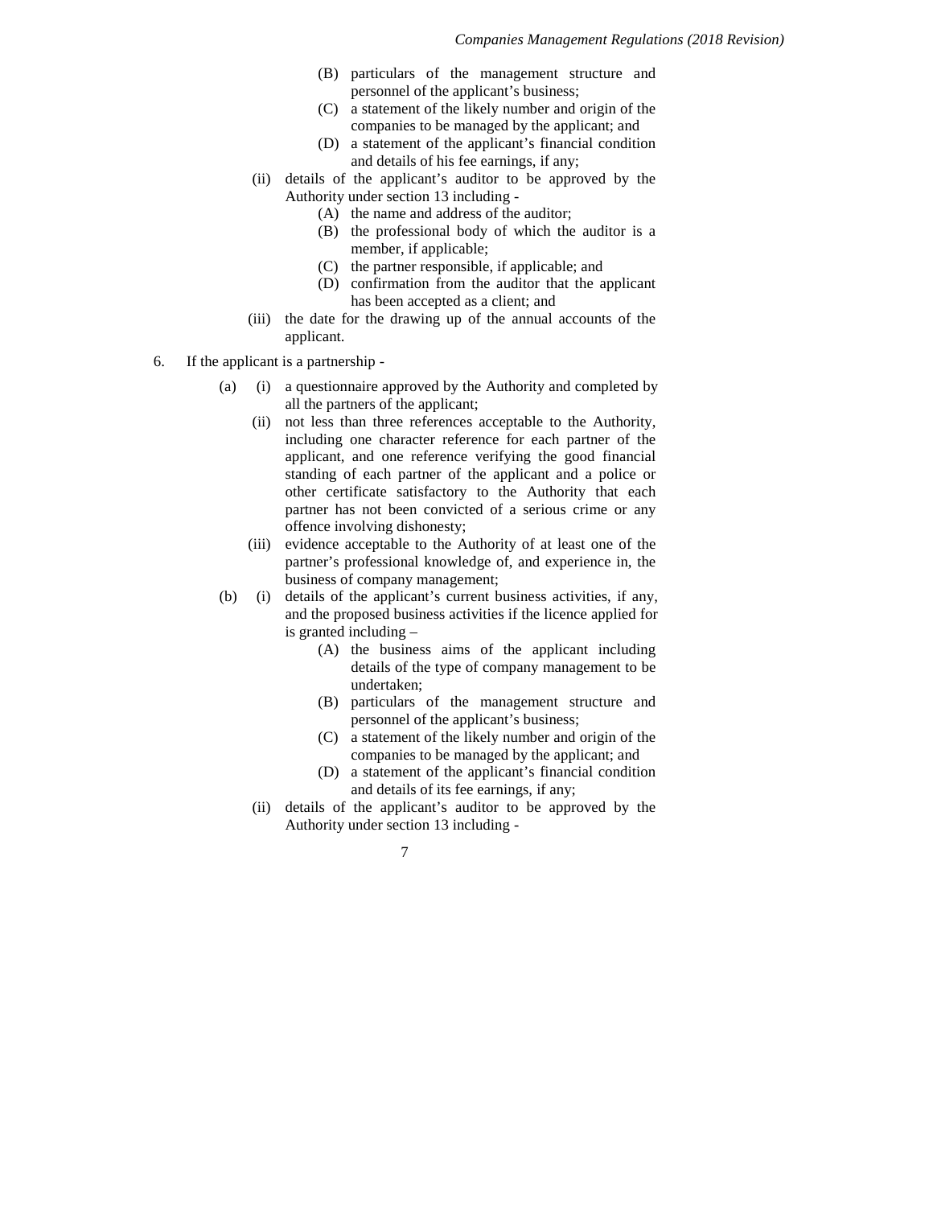(B) particulars of the management structure and personnel of the applicant's business;

(C) a statement of the likely number and origin of the companies to be managed by the applicant; and

(D) a statement of the applicant's financial condition and details of his fee earnings, if any;

(ii) details of the applicant's auditor to be approved by the Authority under section 13 including -

(A) the name and address of the auditor;

(B) the professional body of which the auditor is a member, if applicable;

(C) the partner responsible, if applicable; and

(D) confirmation from the auditor that the applicant has been accepted as a client; and

(iii) the date for the drawing up of the annual accounts of the applicant.

6. If the applicant is a partnership -

(a) (i) a questionnaire approved by the Authority and completed by all the partners of the applicant;

(ii) not less than three references acceptable to the Authority, including one character reference for each partner of the applicant, and one reference verifying the good financial standing of each partner of the applicant and a police or other certificate satisfactory to the Authority that each partner has not been convicted of a serious crime or any offence involving dishonesty;

(iii) evidence acceptable to the Authority of at least one of the partner's professional knowledge of, and experience in, the business of company management;

(b) (i) details of the applicant's current business activities, if any, and the proposed business activities if the licence applied for is granted including –

(A) the business aims of the applicant including details of the type of company management to be undertaken;

(B) particulars of the management structure and personnel of the applicant's business;

(C) a statement of the likely number and origin of the companies to be managed by the applicant; and

(D) a statement of the applicant's financial condition and details of its fee earnings, if any;

(ii) details of the applicant's auditor to be approved by the Authority under section 13 including -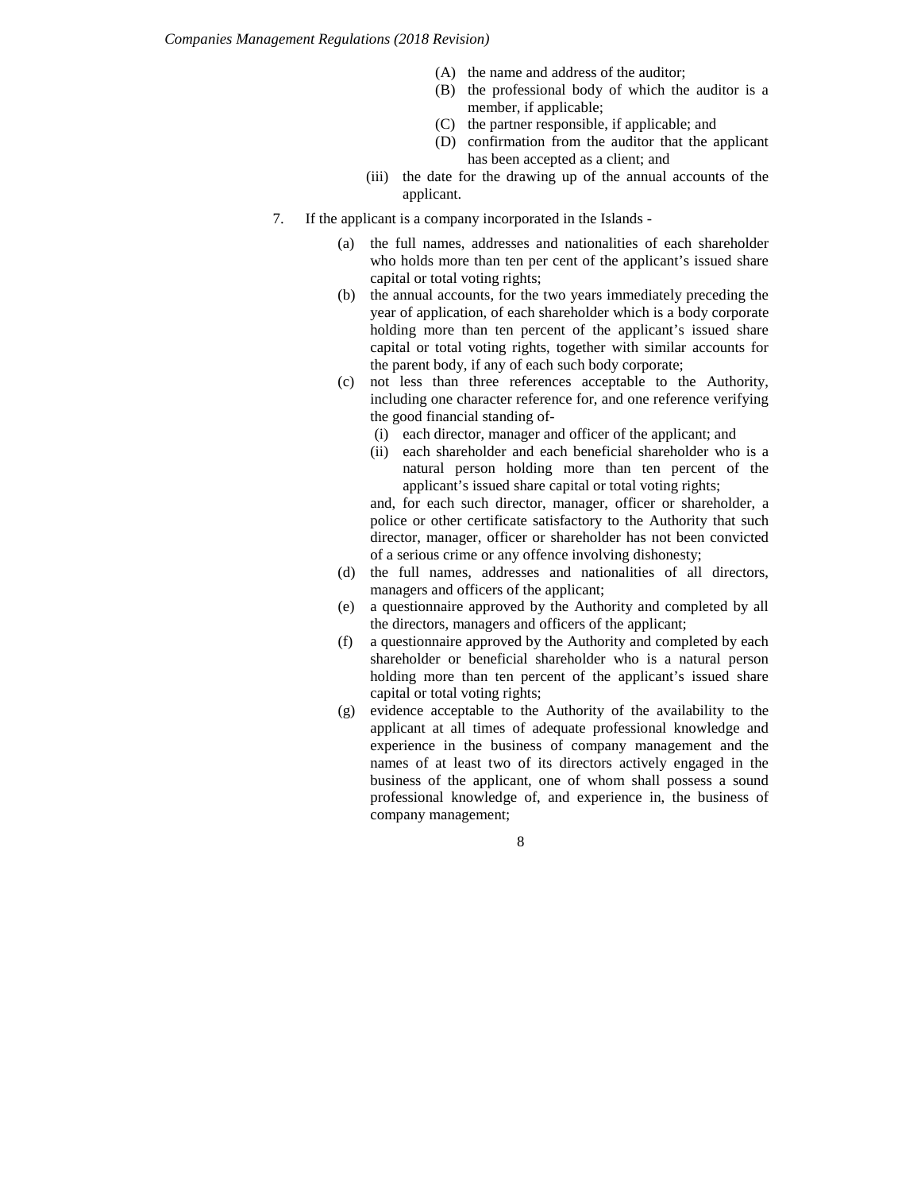(A) the name and address of the auditor;

(B) the professional body of which the auditor is a member, if applicable;

(C) the partner responsible, if applicable; and

(D) confirmation from the auditor that the applicant has been accepted as a client; and

(iii) the date for the drawing up of the annual accounts of the applicant.

7. If the applicant is a company incorporated in the Islands -

(a) the full names, addresses and nationalities of each shareholder who holds more than ten per cent of the applicant's issued share capital or total voting rights;

(b) the annual accounts, for the two years immediately preceding the year of application, of each shareholder which is a body corporate holding more than ten percent of the applicant's issued share capital or total voting rights, together with similar accounts for the parent body, if any of each such body corporate;

(c) not less than three references acceptable to the Authority, including one character reference for, and one reference verifying the good financial standing of-

(i) each director, manager and officer of the applicant; and

(ii) each shareholder and each beneficial shareholder who is a natural person holding more than ten percent of the applicant's issued share capital or total voting rights;

and, for each such director, manager, officer or shareholder, a police or other certificate satisfactory to the Authority that such director, manager, officer or shareholder has not been convicted of a serious crime or any offence involving dishonesty;

(d) the full names, addresses and nationalities of all directors, managers and officers of the applicant;

(e) a questionnaire approved by the Authority and completed by all the directors, managers and officers of the applicant;

(f) a questionnaire approved by the Authority and completed by each shareholder or beneficial shareholder who is a natural person holding more than ten percent of the applicant's issued share capital or total voting rights;

(g) evidence acceptable to the Authority of the availability to the applicant at all times of adequate professional knowledge and experience in the business of company management and the names of at least two of its directors actively engaged in the business of the applicant, one of whom shall possess a sound professional knowledge of, and experience in, the business of company management;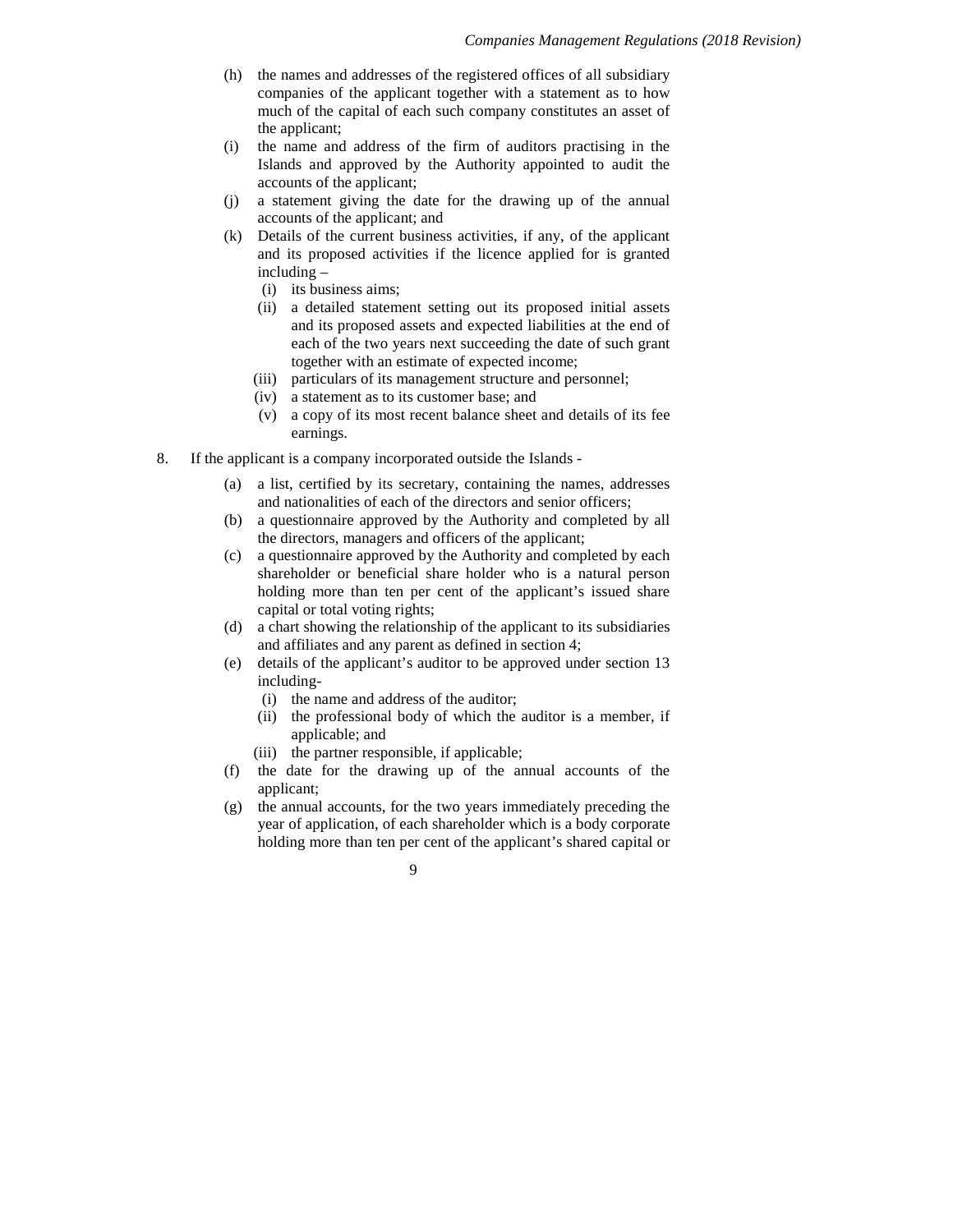(h) the names and addresses of the registered offices of all subsidiary companies of the applicant together with a statement as to how much of the capital of each such company constitutes an asset of the applicant;

(i) the name and address of the firm of auditors practising in the Islands and approved by the Authority appointed to audit the accounts of the applicant;

(j) a statement giving the date for the drawing up of the annual accounts of the applicant; and

(k) Details of the current business activities, if any, of the applicant and its proposed activities if the licence applied for is granted including –

  (i) its business aims;

  (ii) a detailed statement setting out its proposed initial assets and its proposed assets and expected liabilities at the end of each of the two years next succeeding the date of such grant together with an estimate of expected income;

  (iii) particulars of its management structure and personnel;

  (iv) a statement as to its customer base; and

  (v) a copy of its most recent balance sheet and details of its fee earnings.

8. If the applicant is a company incorporated outside the Islands -

(a) a list, certified by its secretary, containing the names, addresses and nationalities of each of the directors and senior officers;

(b) a questionnaire approved by the Authority and completed by all the directors, managers and officers of the applicant;

(c) a questionnaire approved by the Authority and completed by each shareholder or beneficial share holder who is a natural person holding more than ten per cent of the applicant's issued share capital or total voting rights;

(d) a chart showing the relationship of the applicant to its subsidiaries and affiliates and any parent as defined in section 4;

(e) details of the applicant's auditor to be approved under section 13 including-

  (i) the name and address of the auditor;

  (ii) the professional body of which the auditor is a member, if applicable; and

  (iii) the partner responsible, if applicable;

(f) the date for the drawing up of the annual accounts of the applicant;

(g) the annual accounts, for the two years immediately preceding the year of application, of each shareholder which is a body corporate holding more than ten per cent of the applicant's shared capital or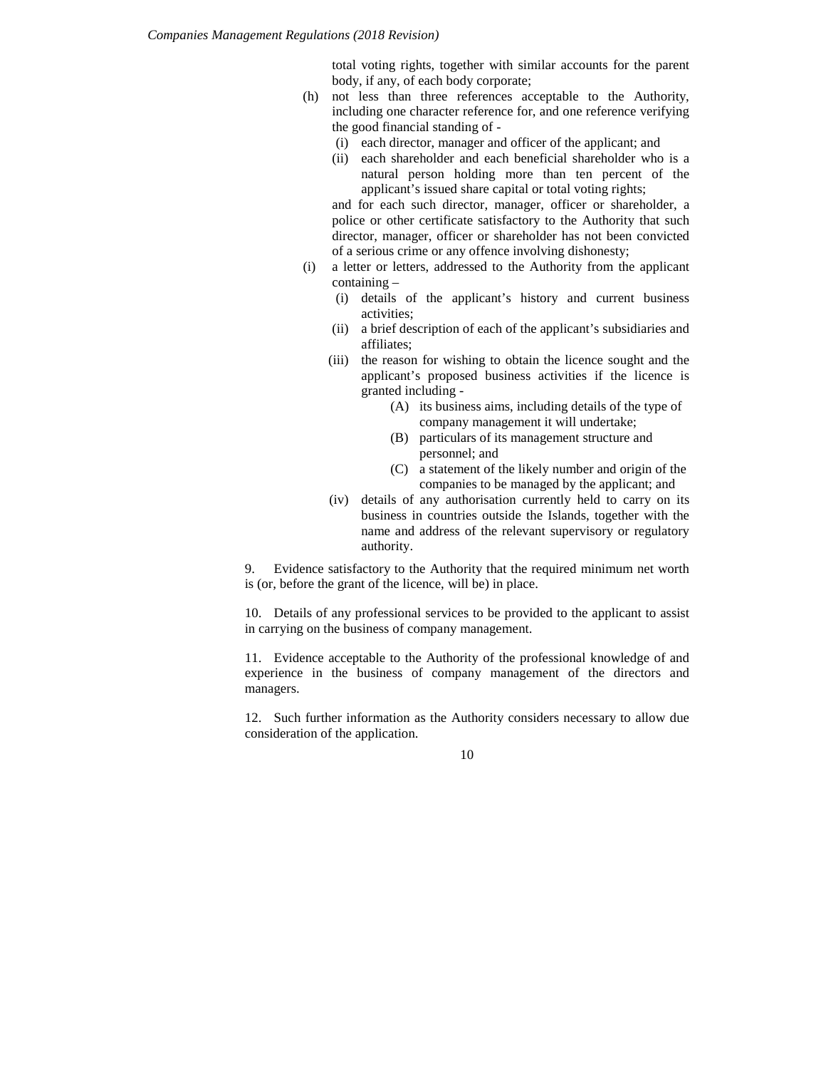total voting rights, together with similar accounts for the parent body, if any, of each body corporate;

(h) not less than three references acceptable to the Authority, including one character reference for, and one reference verifying the good financial standing of -

  (i) each director, manager and officer of the applicant; and

  (ii) each shareholder and each beneficial shareholder who is a natural person holding more than ten percent of the applicant's issued share capital or total voting rights;

  and for each such director, manager, officer or shareholder, a police or other certificate satisfactory to the Authority that such director, manager, officer or shareholder has not been convicted of a serious crime or any offence involving dishonesty;

(i) a letter or letters, addressed to the Authority from the applicant containing –

  (i) details of the applicant's history and current business activities;

  (ii) a brief description of each of the applicant's subsidiaries and affiliates;

  (iii) the reason for wishing to obtain the licence sought and the applicant's proposed business activities if the licence is granted including -

    (A) its business aims, including details of the type of company management it will undertake;

    (B) particulars of its management structure and personnel; and

    (C) a statement of the likely number and origin of the companies to be managed by the applicant; and

  (iv) details of any authorisation currently held to carry on its business in countries outside the Islands, together with the name and address of the relevant supervisory or regulatory authority.

9. Evidence satisfactory to the Authority that the required minimum net worth is (or, before the grant of the licence, will be) in place.

10. Details of any professional services to be provided to the applicant to assist in carrying on the business of company management.

11. Evidence acceptable to the Authority of the professional knowledge of and experience in the business of company management of the directors and managers.

12. Such further information as the Authority considers necessary to allow due consideration of the application.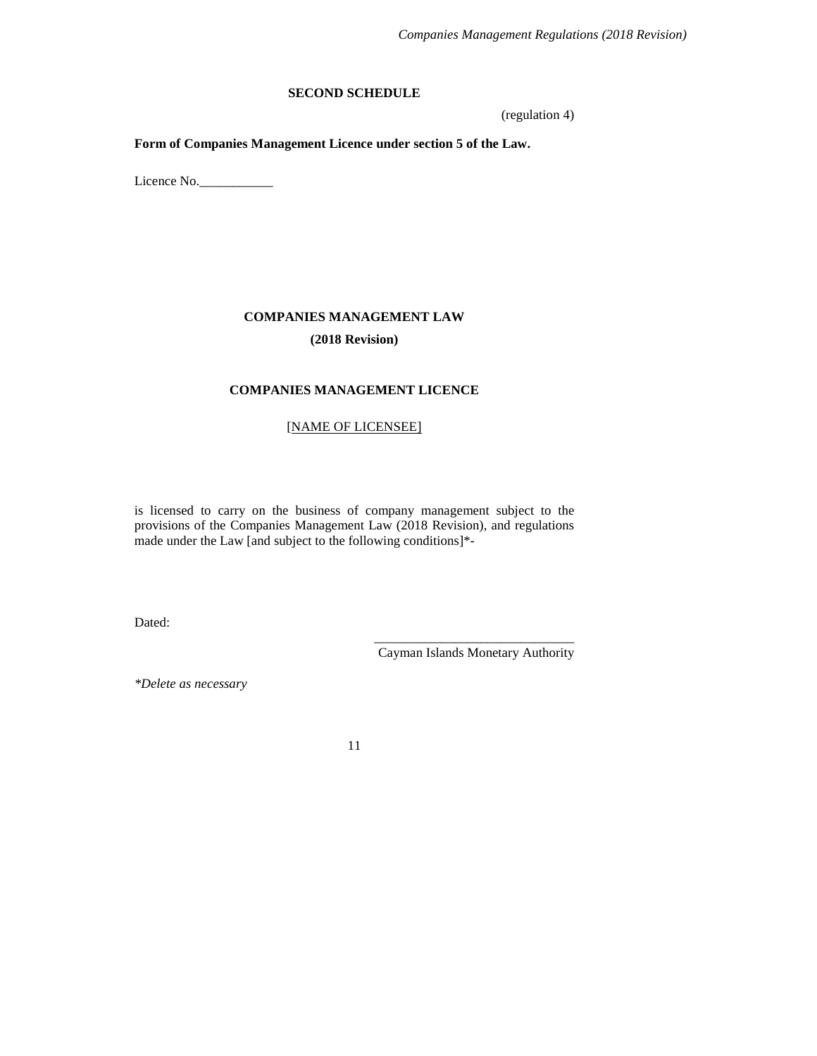## SECOND SCHEDULE

(regulation 4)

**Form of Companies Management Licence under section 5 of the Law.**

Licence No.___________

**COMPANIES MANAGEMENT LAW**

**(2018 Revision)**

**COMPANIES MANAGEMENT LICENCE**

[NAME OF LICENSEE]

is licensed to carry on the business of company management subject to the provisions of the Companies Management Law (2018 Revision), and regulations made under the Law [and subject to the following conditions]*-

Dated:

______________________________
Cayman Islands Monetary Authority

*\*Delete as necessary*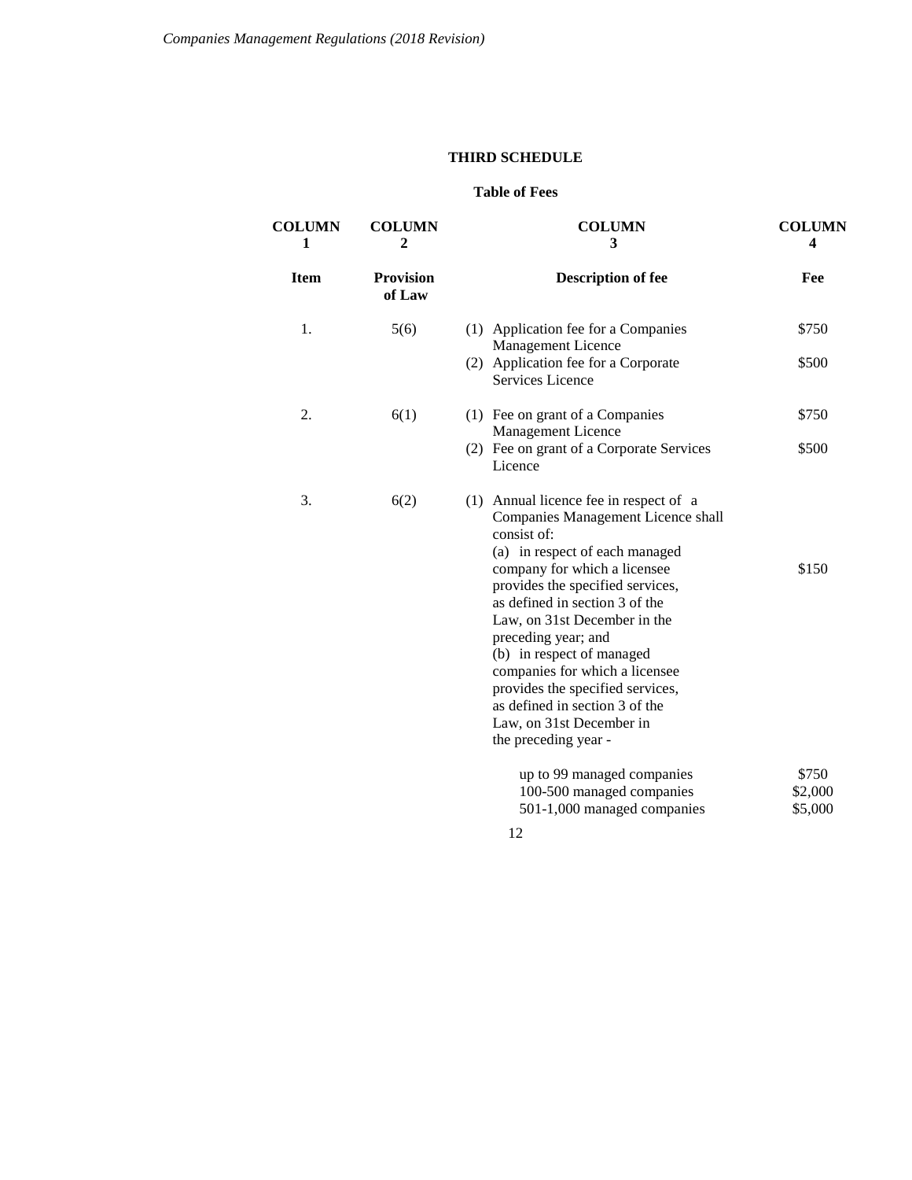## THIRD SCHEDULE

### Table of Fees

| COLUMN 1 | COLUMN 2 | COLUMN 3 | COLUMN 4 |
|---|---|---|---|
| **Item** | **Provision of Law** | **Description of fee** | **Fee** |
| 1. | 5(6) | (1) Application fee for a Companies Management Licence | $750 |
| | | (2) Application fee for a Corporate Services Licence | $500 |
| 2. | 6(1) | (1) Fee on grant of a Companies Management Licence | $750 |
| | | (2) Fee on grant of a Corporate Services Licence | $500 |
| 3. | 6(2) | (1) Annual licence fee in respect of a Companies Management Licence shall consist of: | |
| | | (a) in respect of each managed company for which a licensee provides the specified services, as defined in section 3 of the Law, on 31st December in the preceding year; and | $150 |
| | | (b) in respect of managed companies for which a licensee provides the specified services, as defined in section 3 of the Law, on 31st December in the preceding year - | |
| | | up to 99 managed companies | $750 |
| | | 100-500 managed companies | $2,000 |
| | | 501-1,000 managed companies | $5,000 |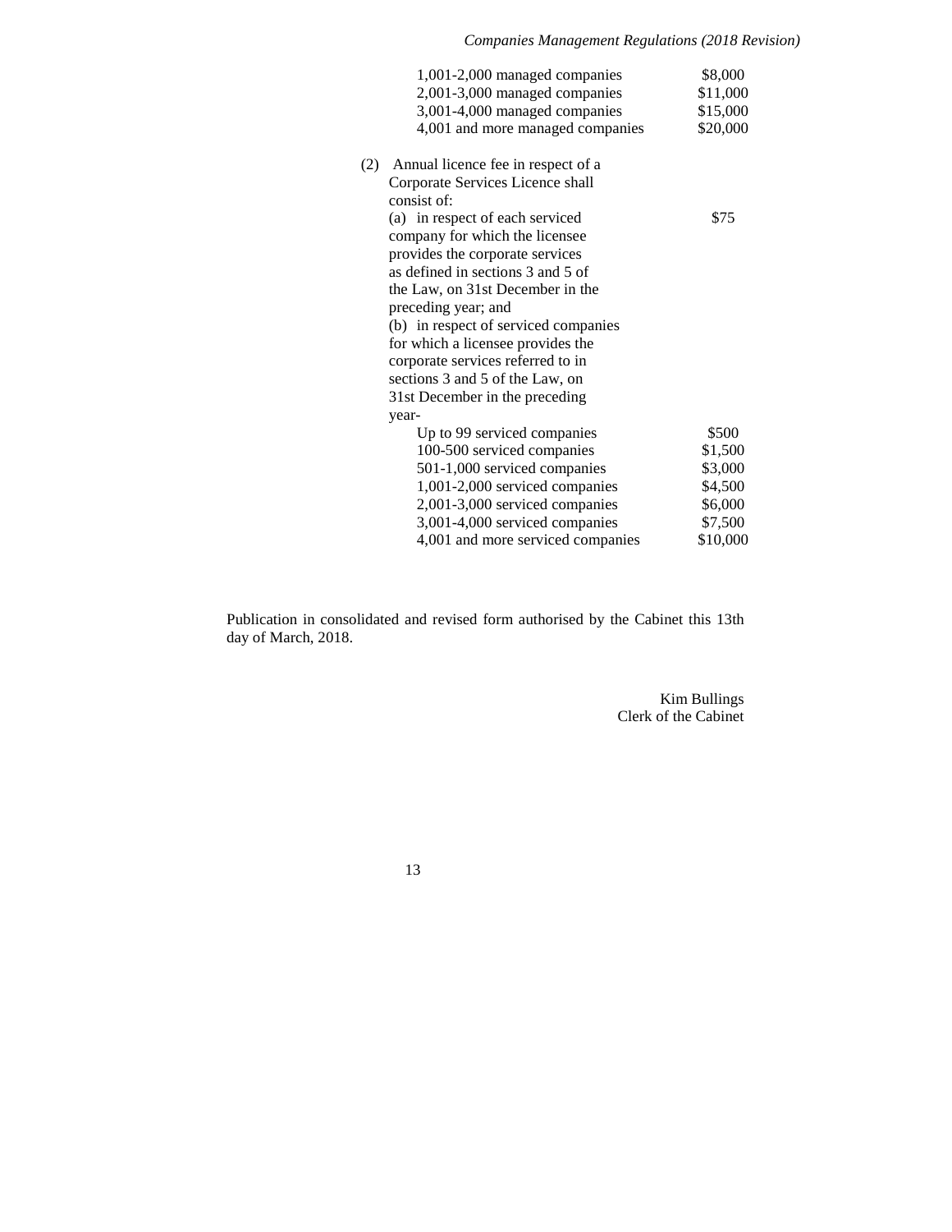| | |
|---|---|
| 1,001-2,000 managed companies | $8,000 |
| 2,001-3,000 managed companies | $11,000 |
| 3,001-4,000 managed companies | $15,000 |
| 4,001 and more managed companies | $20,000 |

(2) Annual licence fee in respect of a Corporate Services Licence shall consist of:

(a) in respect of each serviced company for which the licensee provides the corporate services as defined in sections 3 and 5 of the Law, on 31st December in the preceding year; and — $75

(b) in respect of serviced companies for which a licensee provides the corporate services referred to in sections 3 and 5 of the Law, on 31st December in the preceding year-

| | |
|---|---|
| Up to 99 serviced companies | $500 |
| 100-500 serviced companies | $1,500 |
| 501-1,000 serviced companies | $3,000 |
| 1,001-2,000 serviced companies | $4,500 |
| 2,001-3,000 serviced companies | $6,000 |
| 3,001-4,000 serviced companies | $7,500 |
| 4,001 and more serviced companies | $10,000 |

Publication in consolidated and revised form authorised by the Cabinet this 13th day of March, 2018.

Kim Bullings
Clerk of the Cabinet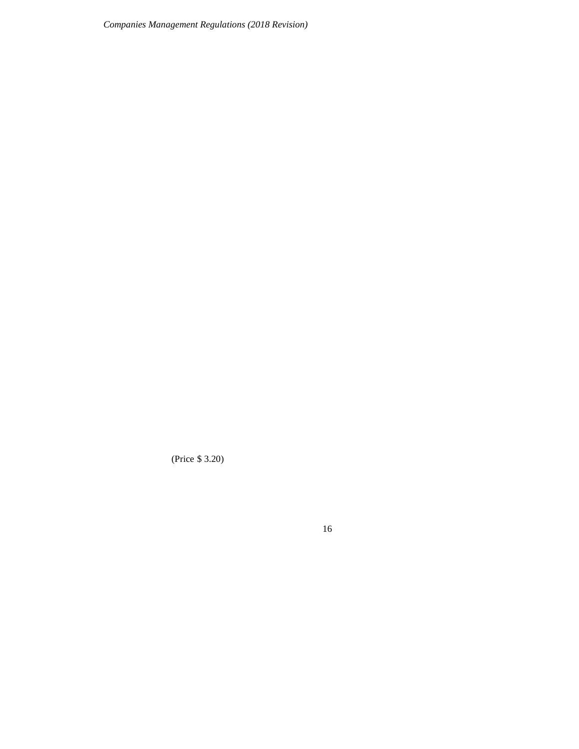(Price $ 3.20)